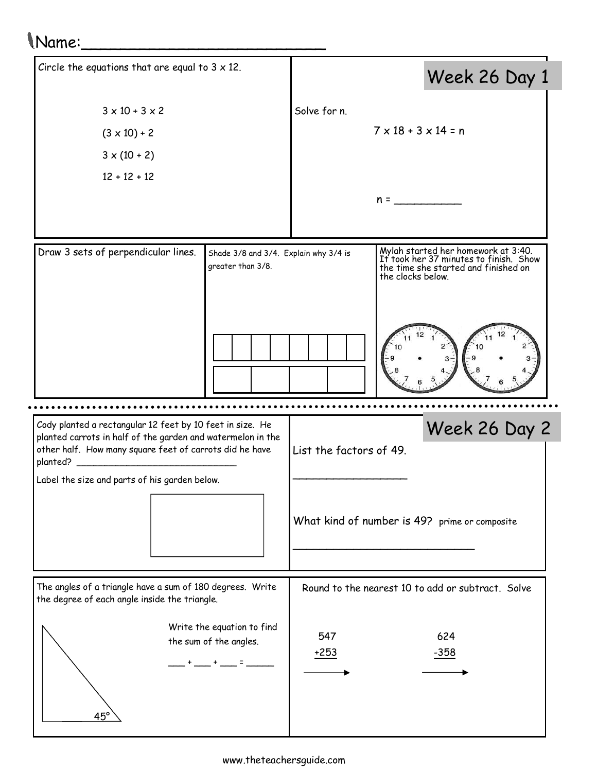Name:_________________________

## Week 26 Day 1

Circle the equations that are equal to $3 \times 12$.

$3 \times 10 + 3 \times 2$

$(3 \times 10) + 2$

$3 \times (10 + 2)$

$12 + 12 + 12$

Solve for n.

$7 \times 18 + 3 \times 14 = n$

n = __________

Draw 3 sets of perpendicular lines.

Shade 3/8 and 3/4. Explain why 3/4 is greater than 3/8.

Mylah started her homework at 3:40. It took her 37 minutes to finish. Show the time she started and finished on the clocks below.

## Week 26 Day 2

Cody planted a rectangular 12 feet by 10 feet in size. He planted carrots in half of the garden and watermelon in the other half. How many square feet of carrots did he have planted? ____________________________

Label the size and parts of his garden below.

List the factors of 49.

__________________

What kind of number is 49? prime or composite

___________________________

The angles of a triangle have a sum of 180 degrees. Write the degree of each angle inside the triangle.

45°

Write the equation to find the sum of the angles.

___ + ___ + ___ = _____

Round to the nearest 10 to add or subtract. Solve

$$\begin{array}{r} 547 \\ +253 \\ \hline \end{array} \longrightarrow$$

$$\begin{array}{r} 624 \\ -358 \\ \hline \end{array} \longrightarrow$$

www.theteachersguide.com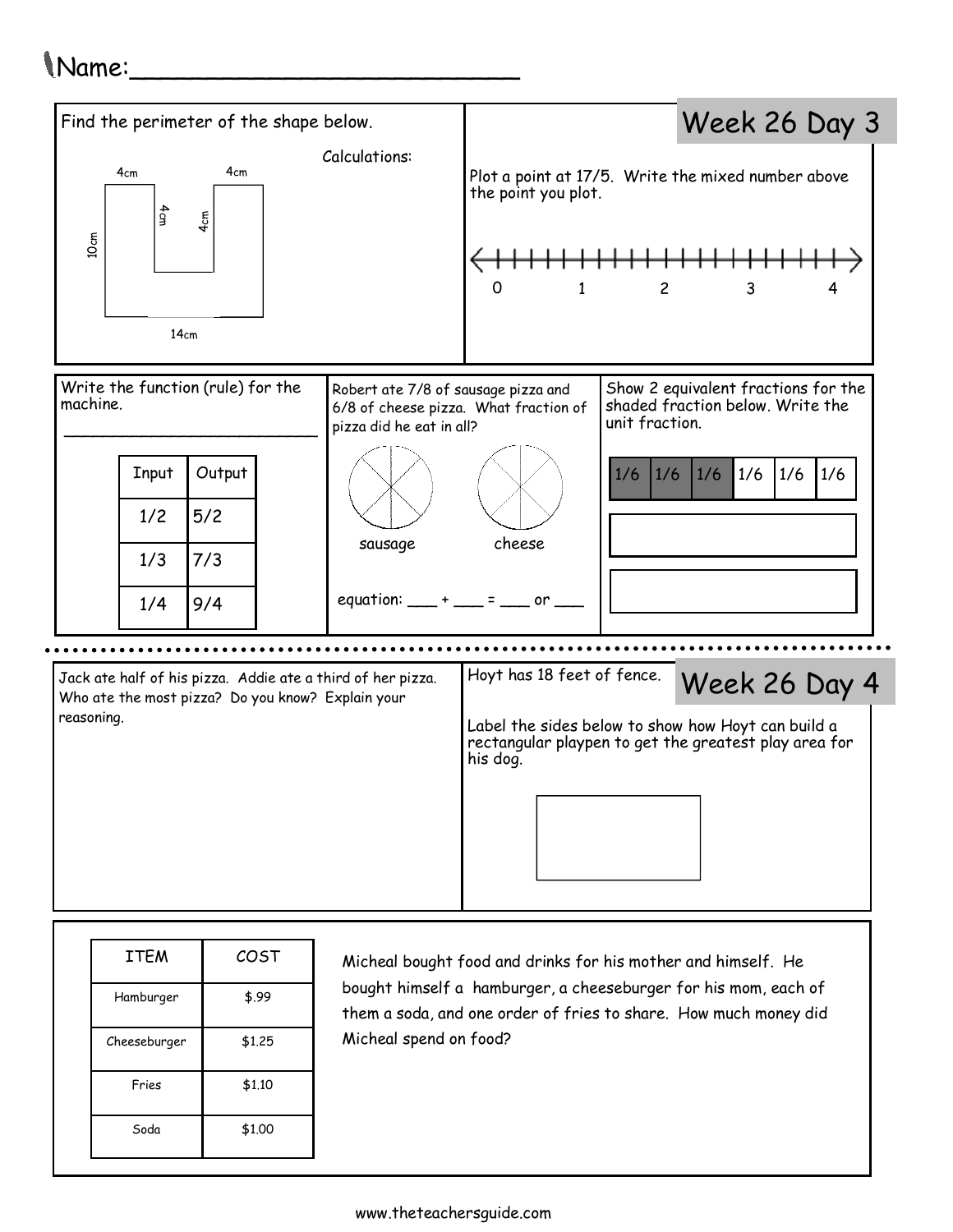Name:___________________________

## Week 26 Day 3

Find the perimeter of the shape below.

Calculations:

4cm 4cm 4cm 4cm 10cm 14cm

Plot a point at 17/5. Write the mixed number above the point you plot.

0 1 2 3 4

Write the function (rule) for the machine.

___________________________

| Input | Output |
|---|---|
| 1/2 | 5/2 |
| 1/3 | 7/3 |
| 1/4 | 9/4 |

Robert ate 7/8 of sausage pizza and 6/8 of cheese pizza. What fraction of pizza did he eat in all?

sausage cheese

equation: ___ + ___ = ___ or ___

Show 2 equivalent fractions for the shaded fraction below. Write the unit fraction.

| 1/6 | 1/6 | 1/6 | 1/6 | 1/6 | 1/6 |
|---|---|---|---|---|---|

## Week 26 Day 4

Jack ate half of his pizza. Addie ate a third of her pizza. Who ate the most pizza? Do you know? Explain your reasoning.

Hoyt has 18 feet of fence.

Label the sides below to show how Hoyt can build a rectangular playpen to get the greatest play area for his dog.

| ITEM | COST |
|---|---|
| Hamburger | \$.99 |
| Cheeseburger | \$1.25 |
| Fries | \$1.10 |
| Soda | \$1.00 |

Micheal bought food and drinks for his mother and himself. He bought himself a hamburger, a cheeseburger for his mom, each of them a soda, and one order of fries to share. How much money did Micheal spend on food?

www.theteachersguide.com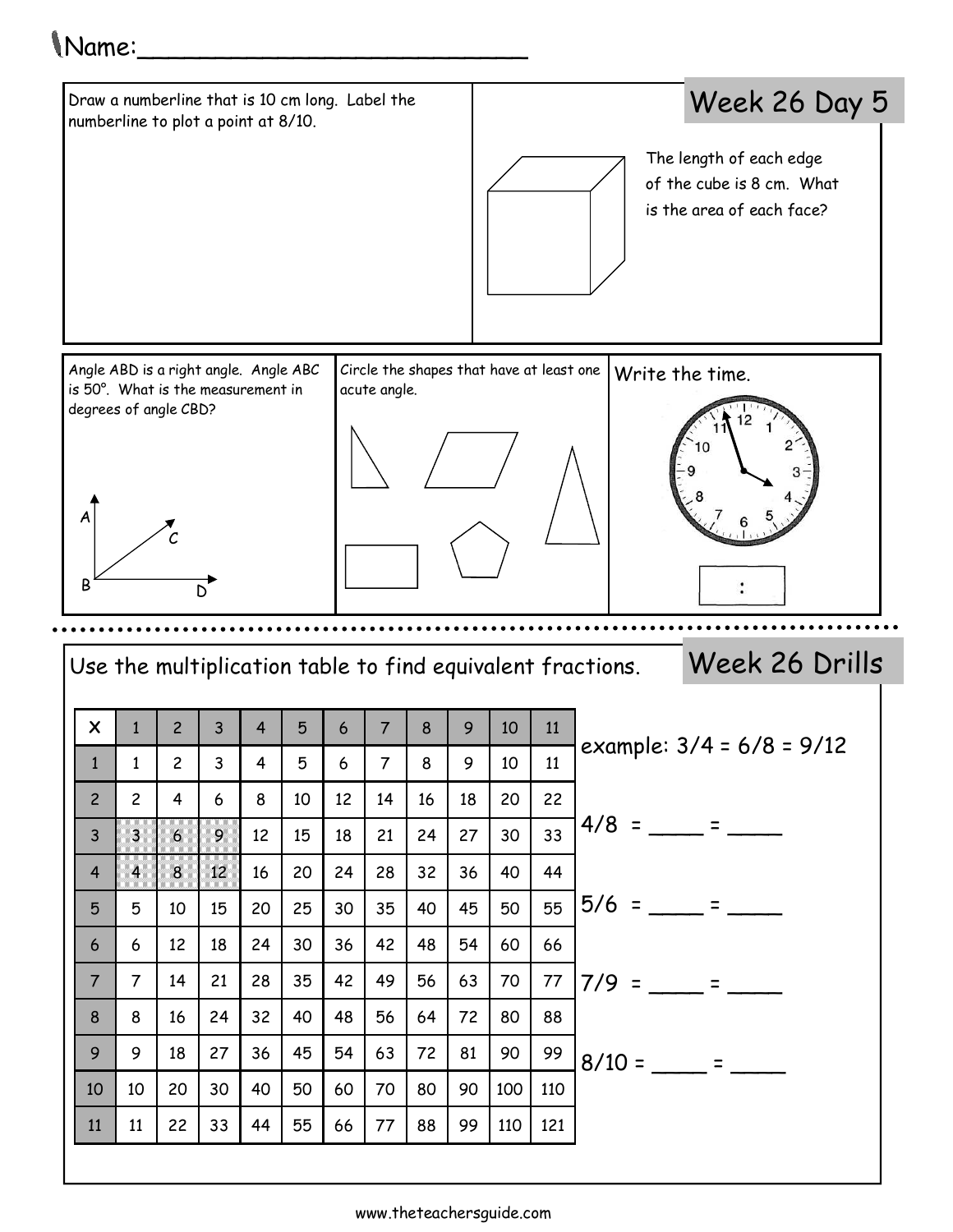Name:_________________________

## Week 26 Day 5

Draw a numberline that is 10 cm long. Label the numberline to plot a point at 8/10.

The length of each edge of the cube is 8 cm. What is the area of each face?

Angle ABD is a right angle. Angle ABC is 50°. What is the measurement in degrees of angle CBD?

A

C

B

D

Circle the shapes that have at least one acute angle.

Write the time.

:

## Week 26 Drills

Use the multiplication table to find equivalent fractions.

| x | 1 | 2 | 3 | 4 | 5 | 6 | 7 | 8 | 9 | 10 | 11 |
|---|---|---|---|---|---|---|---|---|---|---|---|
| 1 | 1 | 2 | 3 | 4 | 5 | 6 | 7 | 8 | 9 | 10 | 11 |
| 2 | 2 | 4 | 6 | 8 | 10 | 12 | 14 | 16 | 18 | 20 | 22 |
| 3 | 3 | 6 | 9 | 12 | 15 | 18 | 21 | 24 | 27 | 30 | 33 |
| 4 | 4 | 8 | 12 | 16 | 20 | 24 | 28 | 32 | 36 | 40 | 44 |
| 5 | 5 | 10 | 15 | 20 | 25 | 30 | 35 | 40 | 45 | 50 | 55 |
| 6 | 6 | 12 | 18 | 24 | 30 | 36 | 42 | 48 | 54 | 60 | 66 |
| 7 | 7 | 14 | 21 | 28 | 35 | 42 | 49 | 56 | 63 | 70 | 77 |
| 8 | 8 | 16 | 24 | 32 | 40 | 48 | 56 | 64 | 72 | 80 | 88 |
| 9 | 9 | 18 | 27 | 36 | 45 | 54 | 63 | 72 | 81 | 90 | 99 |
| 10 | 10 | 20 | 30 | 40 | 50 | 60 | 70 | 80 | 90 | 100 | 110 |
| 11 | 11 | 22 | 33 | 44 | 55 | 66 | 77 | 88 | 99 | 110 | 121 |

example: 3/4 = 6/8 = 9/12

4/8 = ____ = ____

5/6 = ____ = ____

7/9 = ____ = ____

8/10 = ____ = ____

www.theteachersguide.com